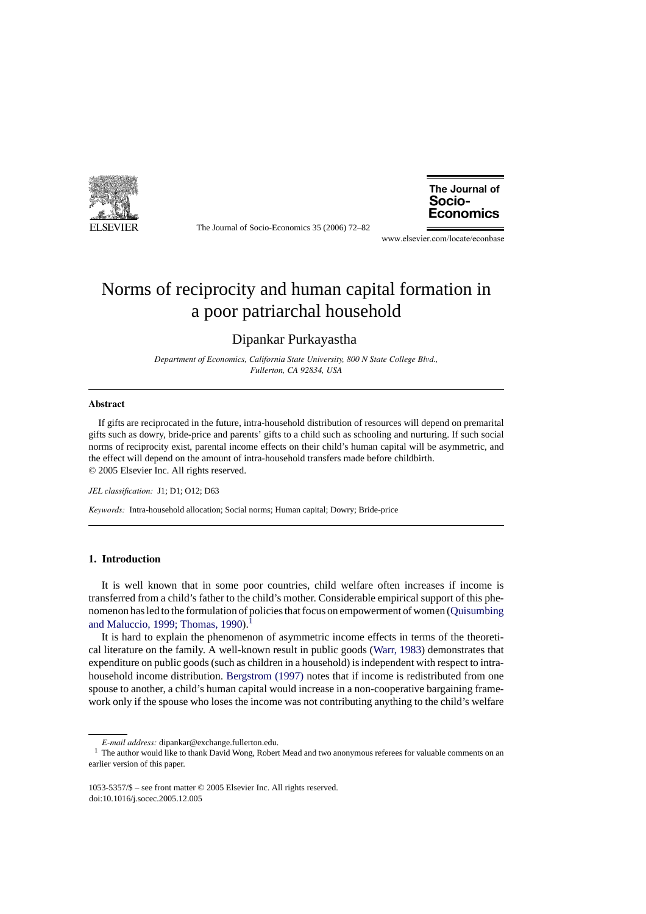# Norms of reciprocity and human capital formation in a poor patriarchal household

Dipankar Purkayastha

*Department of Economics, California State University, 800 N State College Blvd., Fullerton, CA 92834, USA*

---

**Abstract**

If gifts are reciprocated in the future, intra-household distribution of resources will depend on premarital gifts such as dowry, bride-price and parents' gifts to a child such as schooling and nurturing. If such social norms of reciprocity exist, parental income effects on their child's human capital will be asymmetric, and the effect will depend on the amount of intra-household transfers made before childbirth.
© 2005 Elsevier Inc. All rights reserved.

*JEL classification:* J1; D1; O12; D63

*Keywords:* Intra-household allocation; Social norms; Human capital; Dowry; Bride-price

---

## 1. Introduction

It is well known that in some poor countries, child welfare often increases if income is transferred from a child's father to the child's mother. Considerable empirical support of this phenomenon has led to the formulation of policies that focus on empowerment of women (Quisumbing and Maluccio, 1999; Thomas, 1990).[1]

It is hard to explain the phenomenon of asymmetric income effects in terms of the theoretical literature on the family. A well-known result in public goods (Warr, 1983) demonstrates that expenditure on public goods (such as children in a household) is independent with respect to intra-household income distribution. Bergstrom (1997) notes that if income is redistributed from one spouse to another, a child's human capital would increase in a non-cooperative bargaining framework only if the spouse who loses the income was not contributing anything to the child's welfare

---

*E-mail address:* dipankar@exchange.fullerton.edu.

[1] The author would like to thank David Wong, Robert Mead and two anonymous referees for valuable comments on an earlier version of this paper.

1053-5357/$ – see front matter © 2005 Elsevier Inc. All rights reserved.
doi:10.1016/j.socec.2005.12.005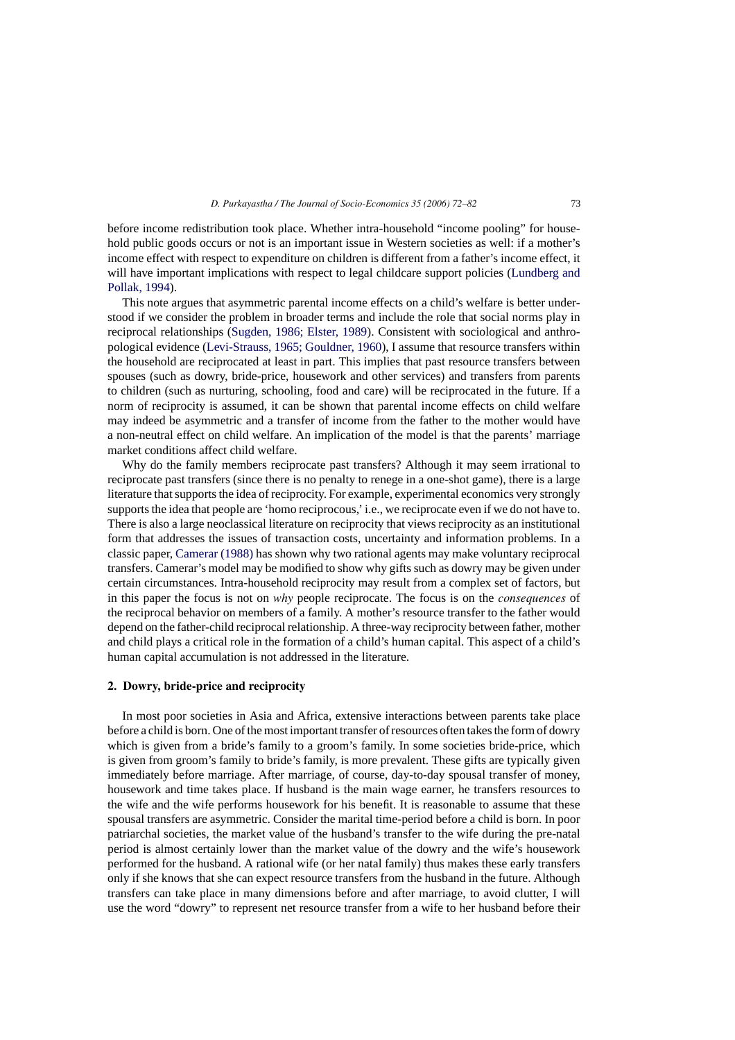before income redistribution took place. Whether intra-household "income pooling" for household public goods occurs or not is an important issue in Western societies as well: if a mother's income effect with respect to expenditure on children is different from a father's income effect, it will have important implications with respect to legal childcare support policies (Lundberg and Pollak, 1994).

This note argues that asymmetric parental income effects on a child's welfare is better understood if we consider the problem in broader terms and include the role that social norms play in reciprocal relationships (Sugden, 1986; Elster, 1989). Consistent with sociological and anthropological evidence (Levi-Strauss, 1965; Gouldner, 1960), I assume that resource transfers within the household are reciprocated at least in part. This implies that past resource transfers between spouses (such as dowry, bride-price, housework and other services) and transfers from parents to children (such as nurturing, schooling, food and care) will be reciprocated in the future. If a norm of reciprocity is assumed, it can be shown that parental income effects on child welfare may indeed be asymmetric and a transfer of income from the father to the mother would have a non-neutral effect on child welfare. An implication of the model is that the parents' marriage market conditions affect child welfare.

Why do the family members reciprocate past transfers? Although it may seem irrational to reciprocate past transfers (since there is no penalty to renege in a one-shot game), there is a large literature that supports the idea of reciprocity. For example, experimental economics very strongly supports the idea that people are 'homo reciprocous,' i.e., we reciprocate even if we do not have to. There is also a large neoclassical literature on reciprocity that views reciprocity as an institutional form that addresses the issues of transaction costs, uncertainty and information problems. In a classic paper, Camerar (1988) has shown why two rational agents may make voluntary reciprocal transfers. Camerar's model may be modified to show why gifts such as dowry may be given under certain circumstances. Intra-household reciprocity may result from a complex set of factors, but in this paper the focus is not on *why* people reciprocate. The focus is on the *consequences* of the reciprocal behavior on members of a family. A mother's resource transfer to the father would depend on the father-child reciprocal relationship. A three-way reciprocity between father, mother and child plays a critical role in the formation of a child's human capital. This aspect of a child's human capital accumulation is not addressed in the literature.

## 2. Dowry, bride-price and reciprocity

In most poor societies in Asia and Africa, extensive interactions between parents take place before a child is born. One of the most important transfer of resources often takes the form of dowry which is given from a bride's family to a groom's family. In some societies bride-price, which is given from groom's family to bride's family, is more prevalent. These gifts are typically given immediately before marriage. After marriage, of course, day-to-day spousal transfer of money, housework and time takes place. If husband is the main wage earner, he transfers resources to the wife and the wife performs housework for his benefit. It is reasonable to assume that these spousal transfers are asymmetric. Consider the marital time-period before a child is born. In poor patriarchal societies, the market value of the husband's transfer to the wife during the pre-natal period is almost certainly lower than the market value of the dowry and the wife's housework performed for the husband. A rational wife (or her natal family) thus makes these early transfers only if she knows that she can expect resource transfers from the husband in the future. Although transfers can take place in many dimensions before and after marriage, to avoid clutter, I will use the word "dowry" to represent net resource transfer from a wife to her husband before their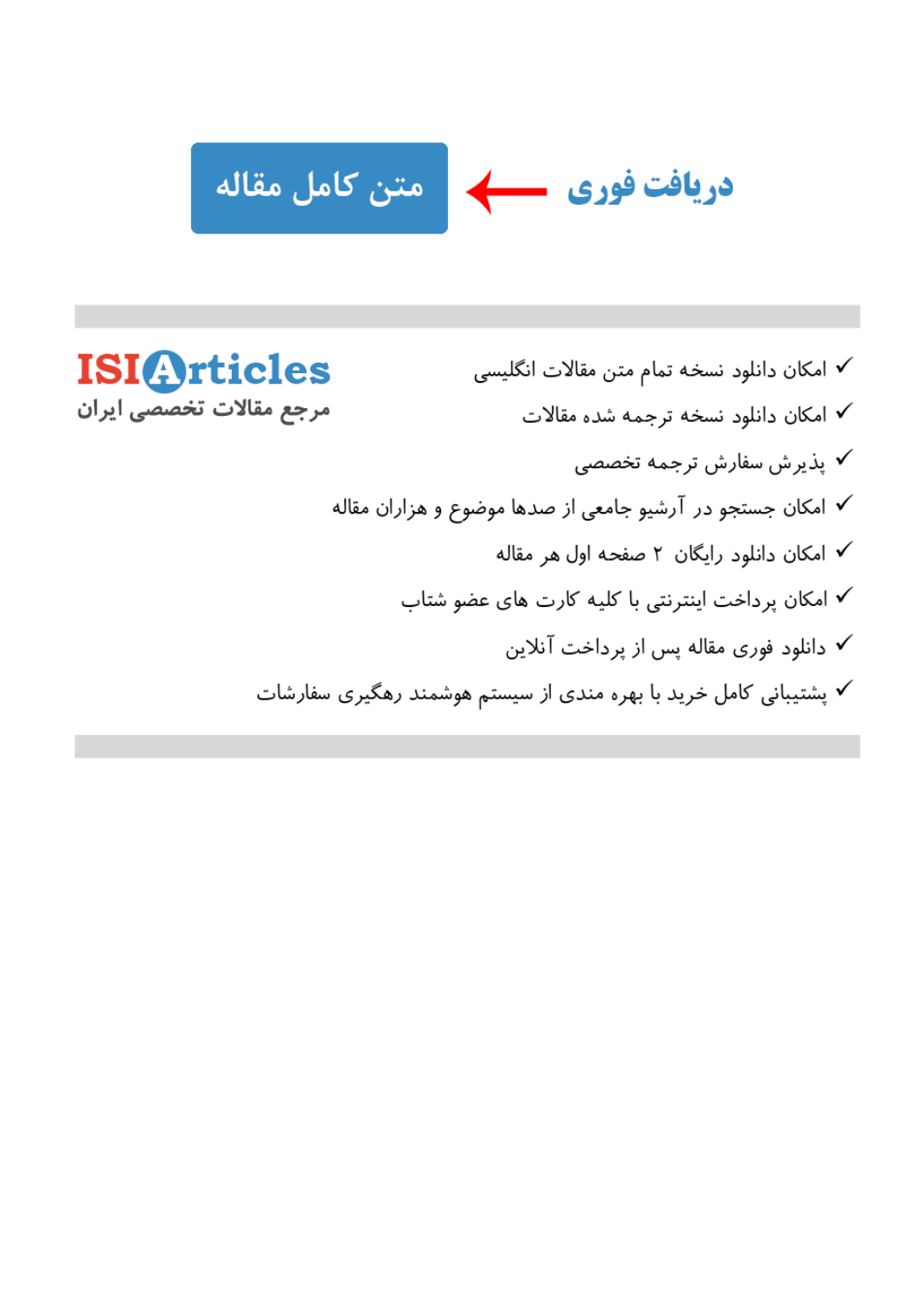دریافت فوری ← متن کامل مقاله

**ISIArticles**
مرجع مقالات تخصصی ایران

- ✓ امکان دانلود نسخه تمام متن مقالات انگلیسی
- ✓ امکان دانلود نسخه ترجمه شده مقالات
- ✓ پذیرش سفارش ترجمه تخصصی
- ✓ امکان جستجو در آرشیو جامعی از صدها موضوع و هزاران مقاله
- ✓ امکان دانلود رایگان ۲ صفحه اول هر مقاله
- ✓ امکان پرداخت اینترنتی با کلیه کارت های عضو شتاب
- ✓ دانلود فوری مقاله پس از پرداخت آنلاین
- ✓ پشتیبانی کامل خرید با بهره مندی از سیستم هوشمند رهگیری سفارشات